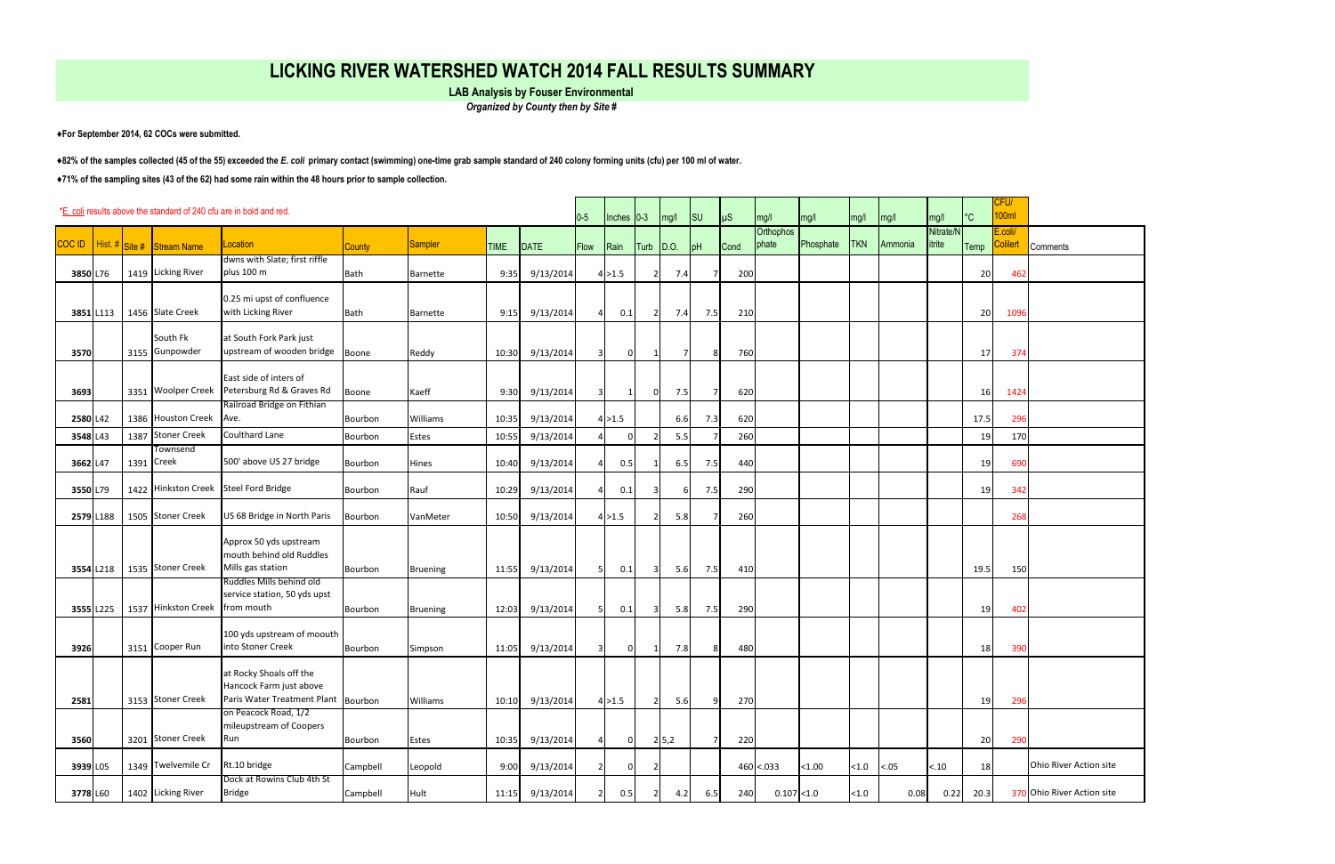# LICKING RIVER WATERSHED WATCH 2014 FALL RESULTS SUMMARY

**LAB Analysis by Fouser Environmental**

*Organized by County then by Site #*

**♦For September 2014, 62 COCs were submitted.**

**♦82% of the samples collected (45 of the 55) exceeded the *E. coli* primary contact (swimming) one-time grab sample standard of 240 colony forming units (cfu) per 100 ml of water.**

**♦71% of the sampling sites (43 of the 62) had some rain within the 48 hours prior to sample collection.**

*E. coli results above the standard of 240 cfu are in bold and red.

| | | | | | | | | | 0-5 | Inches | 0-3 | mg/l | SU | µS | mg/l | mg/l | mg/l | mg/l | mg/l | °C | CFU/ 100ml | |
|---|---|---|---|---|---|---|---|---|---|---|---|---|---|---|---|---|---|---|---|---|---|---|
| COC ID | Hist. # | Site # | Stream Name | Location | County | Sampler | TIME | DATE | Flow | Rain | Turb | D.O. | pH | Cond | Orthophosphate | Phosphate | TKN | Ammonia | Nitrate/Nitrite | Temp | E.coli/ Colilert | Comments |
| 3850 | L76 | 1419 | Licking River | dwns with Slate; first riffle plus 100 m | Bath | Barnette | 9:35 | 9/13/2014 | 4 | >1.5 | 2 | 7.4 | 7 | 200 | | | | | | 20 | **462** | |
| 3851 | L113 | 1456 | Slate Creek | 0.25 mi upst of confluence with Licking River | Bath | Barnette | 9:15 | 9/13/2014 | 4 | 0.1 | 2 | 7.4 | 7.5 | 210 | | | | | | 20 | **1096** | |
| 3570 | | 3155 | South Fk Gunpowder | at South Fork Park just upstream of wooden bridge | Boone | Reddy | 10:30 | 9/13/2014 | 3 | 0 | 1 | 7 | 8 | 760 | | | | | | 17 | **374** | |
| 3693 | | 3351 | Woolper Creek | East side of inters of Petersburg Rd & Graves Rd | Boone | Kaeff | 9:30 | 9/13/2014 | 3 | 1 | 0 | 7.5 | 7 | 620 | | | | | | 16 | **1424** | |
| 2580 | L42 | 1386 | Houston Creek | Railroad Bridge on Fithian Ave. | Bourbon | Williams | 10:35 | 9/13/2014 | 4 | >1.5 | | 6.6 | 7.3 | 620 | | | | | | 17.5 | **296** | |
| 3548 | L43 | 1387 | Stoner Creek | Coulthard Lane | Bourbon | Estes | 10:55 | 9/13/2014 | 4 | 0 | 2 | 5.5 | 7 | 260 | | | | | | 19 | 170 | |
| 3662 | L47 | 1391 | Townsend Creek | 500' above US 27 bridge | Bourbon | Hines | 10:40 | 9/13/2014 | 4 | 0.5 | 1 | 6.5 | 7.5 | 440 | | | | | | 19 | **690** | |
| 3550 | L79 | 1422 | Hinkston Creek | Steel Ford Bridge | Bourbon | Rauf | 10:29 | 9/13/2014 | 4 | 0.1 | 3 | 6 | 7.5 | 290 | | | | | | 19 | **342** | |
| 2579 | L188 | 1505 | Stoner Creek | US 68 Bridge in North Paris | Bourbon | VanMeter | 10:50 | 9/13/2014 | 4 | >1.5 | 2 | 5.8 | 7 | 260 | | | | | | | **268** | |
| 3554 | L218 | 1535 | Stoner Creek | Approx 50 yds upstream mouth behind old Ruddles Mills gas station | Bourbon | Bruening | 11:55 | 9/13/2014 | 5 | 0.1 | 3 | 5.6 | 7.5 | 410 | | | | | | 19.5 | 150 | |
| 3555 | L225 | 1537 | Hinkston Creek | Ruddles Mills behind old service station, 50 yds upst from mouth | Bourbon | Bruening | 12:03 | 9/13/2014 | 5 | 0.1 | 3 | 5.8 | 7.5 | 290 | | | | | | 19 | **402** | |
| 3926 | | 3151 | Cooper Run | 100 yds upstream of moouth into Stoner Creek | Bourbon | Simpson | 11:05 | 9/13/2014 | 3 | 0 | 1 | 7.8 | 8 | 480 | | | | | | 18 | **390** | |
| 2581 | | 3153 | Stoner Creek | at Rocky Shoals off the Hancock Farm just above Paris Water Treatment Plant | Bourbon | Williams | 10:10 | 9/13/2014 | 4 | >1.5 | 2 | 5.6 | 9 | 270 | | | | | | 19 | **296** | |
| 3560 | | 3201 | Stoner Creek | on Peacock Road, 1/2 mileupstream of Coopers Run | Bourbon | Estes | 10:35 | 9/13/2014 | 4 | 0 | 2 | 5,2 | 7 | 220 | | | | | | 20 | **290** | |
| 3939 | L05 | 1349 | Twelvemile Cr | Rt.10 bridge | Campbell | Leopold | 9:00 | 9/13/2014 | 2 | 0 | 2 | | | 460 | <.033 | <1.00 | <1.0 | <.05 | <.10 | 18 | | Ohio River Action site |
| 3778 | L60 | 1402 | Licking River | Dock at Rowins Club 4th St Bridge | Campbell | Hult | 11:15 | 9/13/2014 | 2 | 0.5 | 2 | 4.2 | 6.5 | 240 | 0.107 | <1.0 | <1.0 | 0.08 | 0.22 | 20.3 | **370** | Ohio River Action site |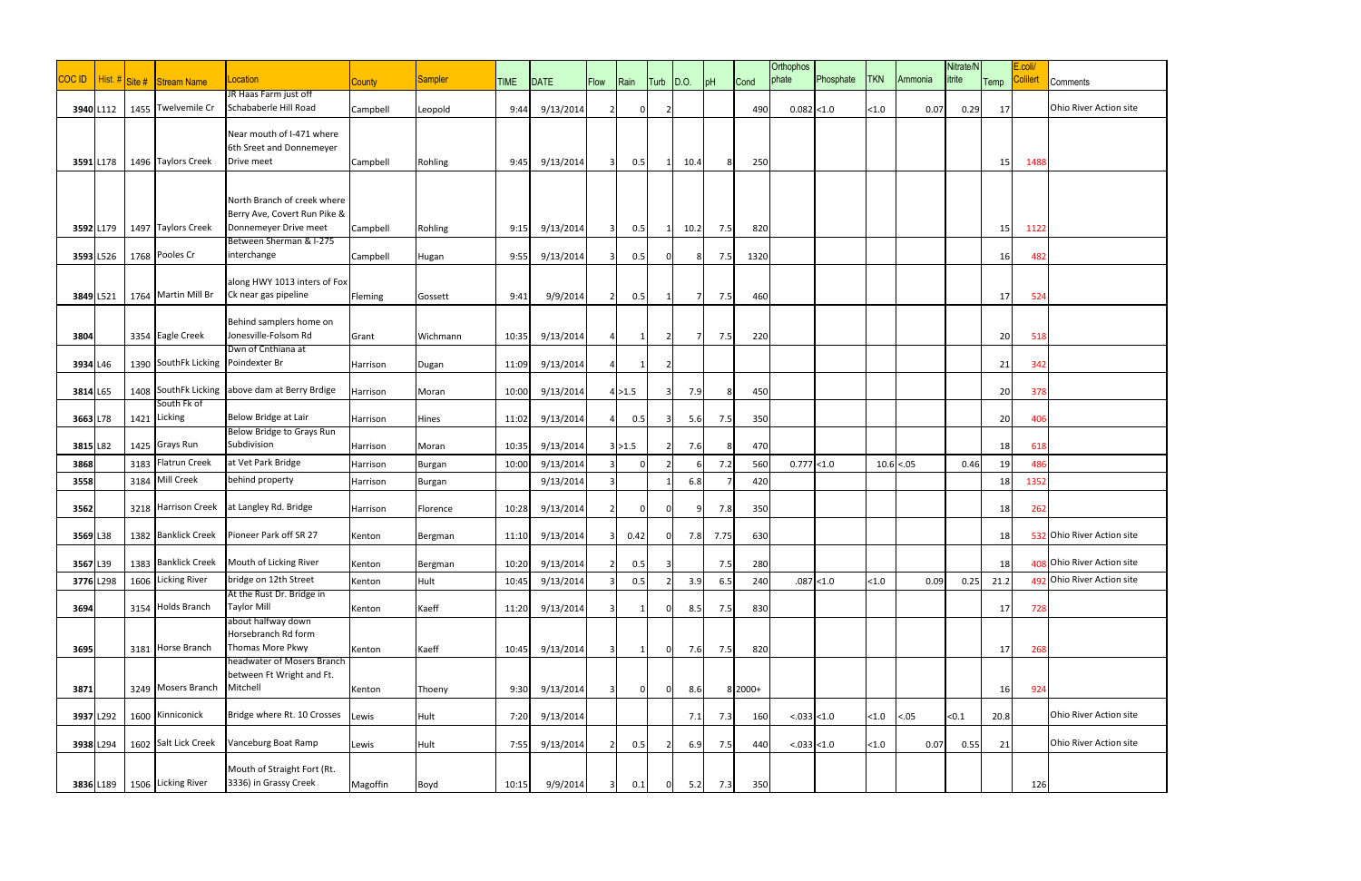| COC ID | Hist. # | Site # | Stream Name | Location | County | Sampler | TIME | DATE | Flow | Rain | Turb | D.O. | pH | Cond | Orthophosphate | Phosphate | TKN | Ammonia | Nitrate/Nitrite | Temp | E.coli/Colilert | Comments |
|---|---|---|---|---|---|---|---|---|---|---|---|---|---|---|---|---|---|---|---|---|---|---|
| 3940 | L112 | 1455 | Twelvemile Cr | JR Haas Farm just off Schababerle Hill Road | Campbell | Leopold | 9:44 | 9/13/2014 | 2 | 0 | 2 | | | 490 | 0.082 | <1.0 | <1.0 | 0.07 | 0.29 | 17 | | Ohio River Action site |
| 3591 | L178 | 1496 | Taylors Creek | Near mouth of I-471 where 6th Sreet and Donnemeyer Drive meet | Campbell | Rohling | 9:45 | 9/13/2014 | 3 | 0.5 | 1 | 10.4 | 8 | 250 | | | | | | 15 | 1488 | |
| 3592 | L179 | 1497 | Taylors Creek | North Branch of creek where Berry Ave, Covert Run Pike & Donnemeyer Drive meet | Campbell | Rohling | 9:15 | 9/13/2014 | 3 | 0.5 | 1 | 10.2 | 7.5 | 820 | | | | | | 15 | 1122 | |
| 3593 | L526 | 1768 | Pooles Cr | Between Sherman & I-275 interchange | Campbell | Hugan | 9:55 | 9/13/2014 | 3 | 0.5 | 0 | 8 | 7.5 | 1320 | | | | | | 16 | 482 | |
| 3849 | L521 | 1764 | Martin Mill Br | along HWY 1013 inters of Fox Ck near gas pipeline | Fleming | Gossett | 9:41 | 9/9/2014 | 2 | 0.5 | 1 | 7 | 7.5 | 460 | | | | | | 17 | 524 | |
| 3804 | | 3354 | Eagle Creek | Behind samplers home on Jonesville-Folsom Rd | Grant | Wichmann | 10:35 | 9/13/2014 | 4 | 1 | 2 | 7 | 7.5 | 220 | | | | | | 20 | 518 | |
| 3934 | L46 | 1390 | SouthFk Licking | Dwn of Cnthiana at Poindexter Br | Harrison | Dugan | 11:09 | 9/13/2014 | 4 | 1 | 2 | | | | | | | | | 21 | 342 | |
| 3814 | L65 | 1408 | SouthFk Licking | above dam at Berry Brdige | Harrison | Moran | 10:00 | 9/13/2014 | 4 | >1.5 | 3 | 7.9 | 8 | 450 | | | | | | 20 | 378 | |
| 3663 | L78 | 1421 | South Fk of Licking | Below Bridge at Lair | Harrison | Hines | 11:02 | 9/13/2014 | 4 | 0.5 | 3 | 5.6 | 7.5 | 350 | | | | | | 20 | 406 | |
| 3815 | L82 | 1425 | Grays Run | Below Bridge to Grays Run Subdivision | Harrison | Moran | 10:35 | 9/13/2014 | 3 | >1.5 | 2 | 7.6 | 8 | 470 | | | | | | 18 | 618 | |
| 3868 | | 3183 | Flatrun Creek | at Vet Park Bridge | Harrison | Burgan | 10:00 | 9/13/2014 | 3 | 0 | 2 | 6 | 7.2 | 560 | 0.777 | <1.0 | 10.6 | <.05 | 0.46 | 19 | 486 | |
| 3558 | | 3184 | Mill Creek | behind property | Harrison | Burgan | | 9/13/2014 | 3 | | 1 | 6.8 | 7 | 420 | | | | | | 18 | 1352 | |
| 3562 | | 3218 | Harrison Creek | at Langley Rd. Bridge | Harrison | Florence | 10:28 | 9/13/2014 | 2 | 0 | 0 | 9 | 7.8 | 350 | | | | | | 18 | 262 | |
| 3569 | L38 | 1382 | Banklick Creek | Pioneer Park off SR 27 | Kenton | Bergman | 11:10 | 9/13/2014 | 3 | 0.42 | 0 | 7.8 | 7.75 | 630 | | | | | | 18 | 532 | Ohio River Action site |
| 3567 | L39 | 1383 | Banklick Creek | Mouth of Licking River | Kenton | Bergman | 10:20 | 9/13/2014 | 2 | 0.5 | 3 | | 7.5 | 280 | | | | | | 18 | 408 | Ohio River Action site |
| 3776 | L298 | 1606 | Licking River | bridge on 12th Street | Kenton | Hult | 10:45 | 9/13/2014 | 3 | 0.5 | 2 | 3.9 | 6.5 | 240 | .087 | <1.0 | <1.0 | 0.09 | 0.25 | 21.2 | 492 | Ohio River Action site |
| 3694 | | 3154 | Holds Branch | At the Rust Dr. Bridge in Taylor Mill | Kenton | Kaeff | 11:20 | 9/13/2014 | 3 | 1 | 0 | 8.5 | 7.5 | 830 | | | | | | 17 | 728 | |
| 3695 | | 3181 | Horse Branch | about halfway down Horsebranch Rd form Thomas More Pkwy | Kenton | Kaeff | 10:45 | 9/13/2014 | 3 | 1 | 0 | 7.6 | 7.5 | 820 | | | | | | 17 | 268 | |
| 3871 | | 3249 | Mosers Branch | headwater of Mosers Branch between Ft Wright and Ft. Mitchell | Kenton | Thoeny | 9:30 | 9/13/2014 | 3 | 0 | 0 | 8.6 | 8 | 2000+ | | | | | | 16 | 924 | |
| 3937 | L292 | 1600 | Kinniconick | Bridge where Rt. 10 Crosses | Lewis | Hult | 7:20 | 9/13/2014 | | | | 7.1 | 7.3 | 160 | <.033 | <1.0 | <1.0 | <.05 | <0.1 | 20.8 | | Ohio River Action site |
| 3938 | L294 | 1602 | Salt Lick Creek | Vanceburg Boat Ramp | Lewis | Hult | 7:55 | 9/13/2014 | 2 | 0.5 | 2 | 6.9 | 7.5 | 440 | <.033 | <1.0 | <1.0 | 0.07 | 0.55 | 21 | | Ohio River Action site |
| 3836 | L189 | 1506 | Licking River | Mouth of Straight Fort (Rt. 3336) in Grassy Creek | Magoffin | Boyd | 10:15 | 9/9/2014 | 3 | 0.1 | 0 | 5.2 | 7.3 | 350 | | | | | | | 126 | |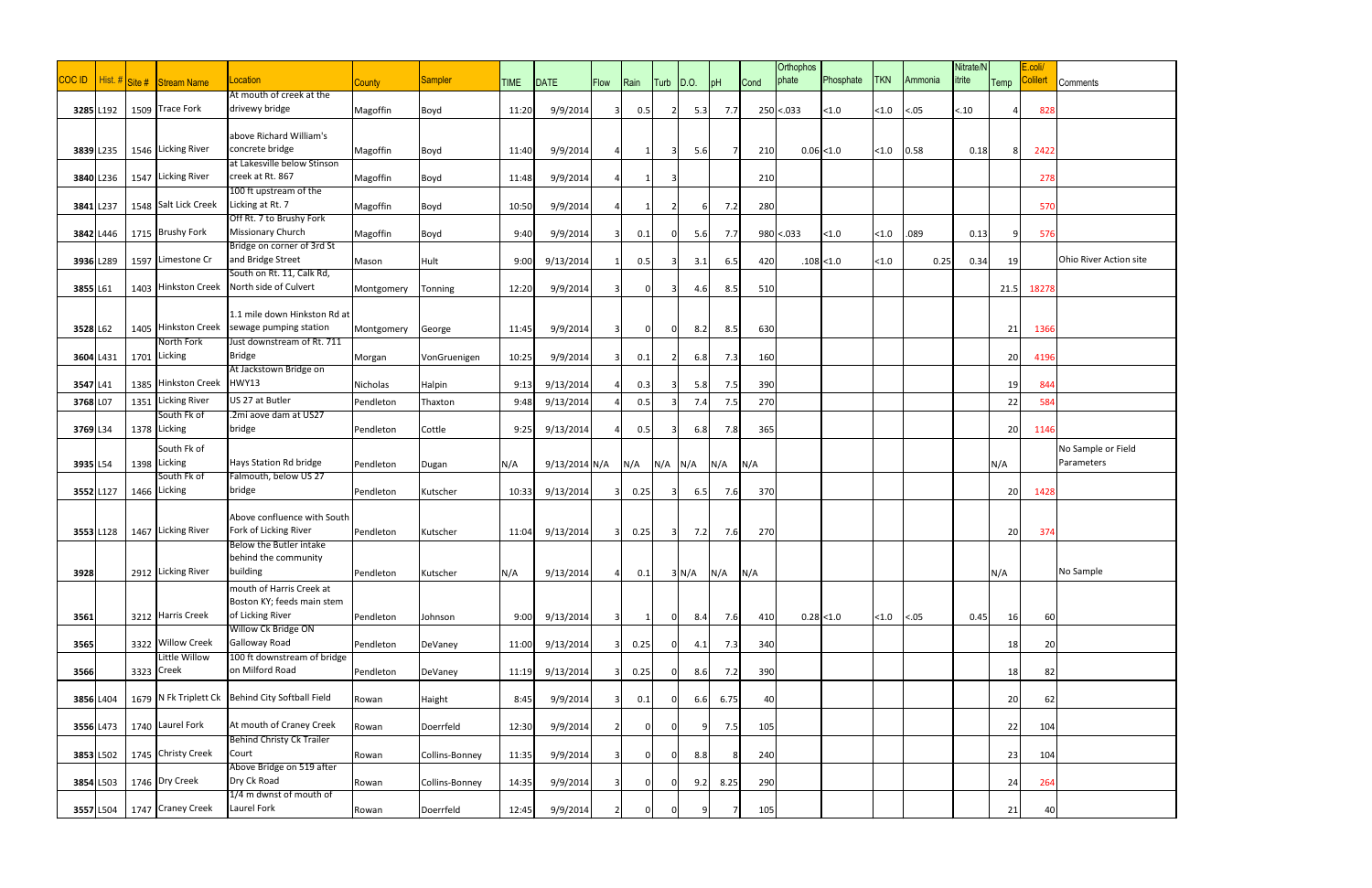| COC ID | Hist. # | Site # | Stream Name | Location | County | Sampler | TIME | DATE | Flow | Rain | Turb | D.O. | pH | Cond | Orthophos phate | Phosphate | TKN | Ammonia | Nitrate/N itrite | Temp | E.coli/ Colilert | Comments |
|---|---|---|---|---|---|---|---|---|---|---|---|---|---|---|---|---|---|---|---|---|---|---|
| 3285 | L192 | 1509 | Trace Fork | At mouth of creek at the drivewy bridge | Magoffin | Boyd | 11:20 | 9/9/2014 | 3 | 0.5 | 2 | 5.3 | 7.7 | 250 | <.033 | <1.0 | <1.0 | <.05 | <.10 | 4 | 828 | |
| 3839 | L235 | 1546 | Licking River | above Richard William's concrete bridge | Magoffin | Boyd | 11:40 | 9/9/2014 | 4 | 1 | 3 | 5.6 | 7 | 210 | 0.06 | <1.0 | <1.0 | 0.58 | 0.18 | 8 | 2422 | |
| 3840 | L236 | 1547 | Licking River | at Lakesville below Stinson creek at Rt. 867 | Magoffin | Boyd | 11:48 | 9/9/2014 | 4 | 1 | 3 | | | 210 | | | | | | | 278 | |
| 3841 | L237 | 1548 | Salt Lick Creek | 100 ft upstream of the Licking at Rt. 7 | Magoffin | Boyd | 10:50 | 9/9/2014 | 4 | 1 | 2 | 6 | 7.2 | 280 | | | | | | | 570 | |
| 3842 | L446 | 1715 | Brushy Fork | Off Rt. 7 to Brushy Fork Missionary Church | Magoffin | Boyd | 9:40 | 9/9/2014 | 3 | 0.1 | 0 | 5.6 | 7.7 | 980 | <.033 | <1.0 | <1.0 | .089 | 0.13 | 9 | 576 | |
| 3936 | L289 | 1597 | Limestone Cr | Bridge on corner of 3rd St and Bridge Street | Mason | Hult | 9:00 | 9/13/2014 | 1 | 0.5 | 3 | 3.1 | 6.5 | 420 | .108 | <1.0 | <1.0 | 0.25 | 0.34 | 19 | | Ohio River Action site |
| 3855 | L61 | 1403 | Hinkston Creek | South on Rt. 11, Calk Rd, North side of Culvert | Montgomery | Tonning | 12:20 | 9/9/2014 | 3 | 0 | 3 | 4.6 | 8.5 | 510 | | | | | | 21.5 | 18278 | |
| 3528 | L62 | 1405 | Hinkston Creek | 1.1 mile down Hinkston Rd at sewage pumping station | Montgomery | George | 11:45 | 9/9/2014 | 3 | 0 | 0 | 8.2 | 8.5 | 630 | | | | | | 21 | 1366 | |
| 3604 | L431 | 1701 | North Fork Licking | Just downstream of Rt. 711 Bridge | Morgan | VonGruenigen | 10:25 | 9/9/2014 | 3 | 0.1 | 2 | 6.8 | 7.3 | 160 | | | | | | 20 | 4196 | |
| 3547 | L41 | 1385 | Hinkston Creek | At Jackstown Bridge on HWY13 | Nicholas | Halpin | 9:13 | 9/13/2014 | 4 | 0.3 | 3 | 5.8 | 7.5 | 390 | | | | | | 19 | 844 | |
| 3768 | L07 | 1351 | Licking River | US 27 at Butler | Pendleton | Thaxton | 9:48 | 9/13/2014 | 4 | 0.5 | 3 | 7.4 | 7.5 | 270 | | | | | | 22 | 584 | |
| 3769 | L34 | 1378 | South Fk of Licking | .2mi aove dam at US27 bridge | Pendleton | Cottle | 9:25 | 9/13/2014 | 4 | 0.5 | 3 | 6.8 | 7.8 | 365 | | | | | | 20 | 1146 | |
| 3935 | L54 | 1398 | South Fk of Licking | Hays Station Rd bridge | Pendleton | Dugan | N/A | 9/13/2014 | N/A | N/A | N/A | N/A | N/A | N/A | | | | | | N/A | | No Sample or Field Parameters |
| 3552 | L127 | 1466 | South Fk of Licking | Falmouth, below US 27 bridge | Pendleton | Kutscher | 10:33 | 9/13/2014 | 3 | 0.25 | 3 | 6.5 | 7.6 | 370 | | | | | | 20 | 1428 | |
| 3553 | L128 | 1467 | Licking River | Above confluence with South Fork of Licking River | Pendleton | Kutscher | 11:04 | 9/13/2014 | 3 | 0.25 | 3 | 7.2 | 7.6 | 270 | | | | | | 20 | 374 | |
| 3928 | | 2912 | Licking River | Below the Butler intake behind the community building | Pendleton | Kutscher | N/A | 9/13/2014 | 4 | 0.1 | 3 | N/A | N/A | N/A | | | | | | N/A | | No Sample |
| 3561 | | 3212 | Harris Creek | mouth of Harris Creek at Boston KY; feeds main stem of Licking River | Pendleton | Johnson | 9:00 | 9/13/2014 | 3 | 1 | 0 | 8.4 | 7.6 | 410 | 0.28 | <1.0 | <1.0 | <.05 | 0.45 | 16 | 60 | |
| 3565 | | 3322 | Willow Creek | Willow Ck Bridge ON Galloway Road | Pendleton | DeVaney | 11:00 | 9/13/2014 | 3 | 0.25 | 0 | 4.1 | 7.3 | 340 | | | | | | 18 | 20 | |
| 3566 | | 3323 | Little Willow Creek | 100 ft downstream of bridge on Milford Road | Pendleton | DeVaney | 11:19 | 9/13/2014 | 3 | 0.25 | 0 | 8.6 | 7.2 | 390 | | | | | | 18 | 82 | |
| 3856 | L404 | 1679 | N Fk Triplett Ck | Behind City Softball Field | Rowan | Haight | 8:45 | 9/9/2014 | 3 | 0.1 | 0 | 6.6 | 6.75 | 40 | | | | | | 20 | 62 | |
| 3556 | L473 | 1740 | Laurel Fork | At mouth of Craney Creek | Rowan | Doerrfeld | 12:30 | 9/9/2014 | 2 | 0 | 0 | 9 | 7.5 | 105 | | | | | | 22 | 104 | |
| 3853 | L502 | 1745 | Christy Creek | Behind Christy Ck Trailer Court | Rowan | Collins-Bonney | 11:35 | 9/9/2014 | 3 | 0 | 0 | 8.8 | 8 | 240 | | | | | | 23 | 104 | |
| 3854 | L503 | 1746 | Dry Creek | Above Bridge on 519 after Dry Ck Road | Rowan | Collins-Bonney | 14:35 | 9/9/2014 | 3 | 0 | 0 | 9.2 | 8.25 | 290 | | | | | | 24 | 264 | |
| 3557 | L504 | 1747 | Craney Creek | 1/4 m dwnst of mouth of Laurel Fork | Rowan | Doerrfeld | 12:45 | 9/9/2014 | 2 | 0 | 0 | 9 | 7 | 105 | | | | | | 21 | 40 | |